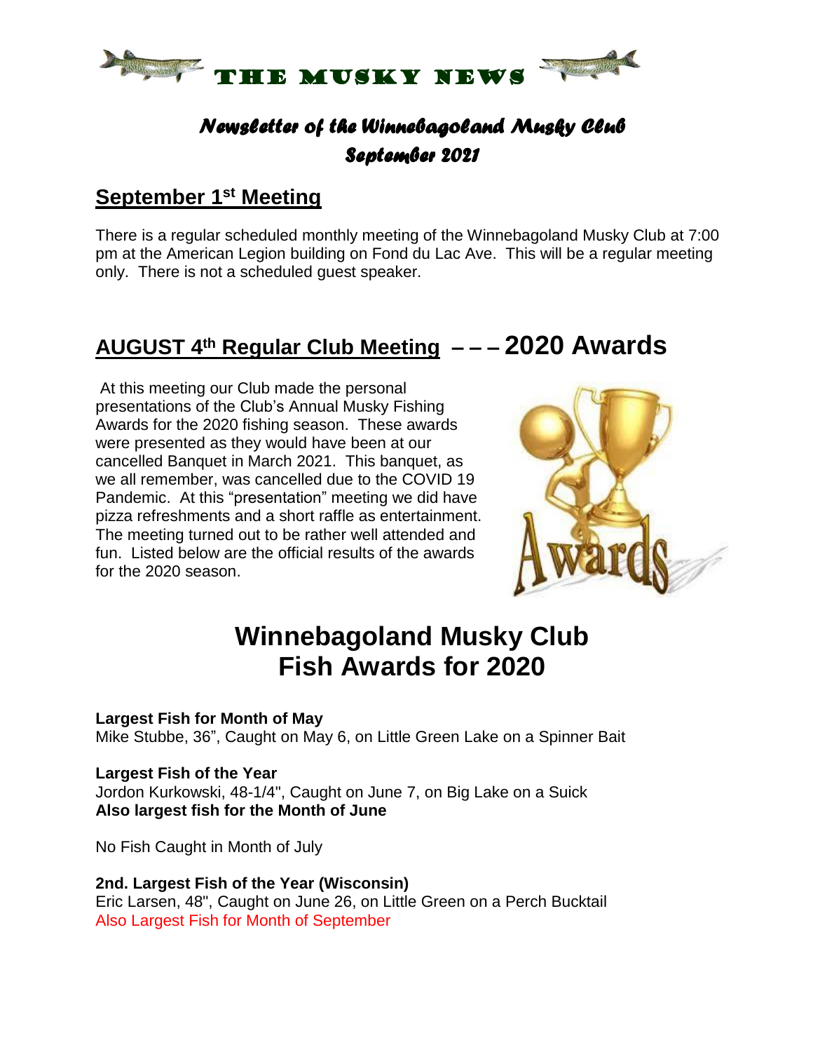# THE MUSKY NEWS

## *Newsletter of the Winnebagoland Musky Club*
## *September 2021*

## September 1st Meeting

There is a regular scheduled monthly meeting of the Winnebagoland Musky Club at 7:00 pm at the American Legion building on Fond du Lac Ave. This will be a regular meeting only. There is not a scheduled guest speaker.

## AUGUST 4th Regular Club Meeting – – – 2020 Awards

At this meeting our Club made the personal presentations of the Club's Annual Musky Fishing Awards for the 2020 fishing season. These awards were presented as they would have been at our cancelled Banquet in March 2021. This banquet, as we all remember, was cancelled due to the COVID 19 Pandemic. At this "presentation" meeting we did have pizza refreshments and a short raffle as entertainment. The meeting turned out to be rather well attended and fun. Listed below are the official results of the awards for the 2020 season.

# Winnebagoland Musky Club
# Fish Awards for 2020

**Largest Fish for Month of May**
Mike Stubbe, 36", Caught on May 6, on Little Green Lake on a Spinner Bait

**Largest Fish of the Year**
Jordon Kurkowski, 48-1/4", Caught on June 7, on Big Lake on a Suick
**Also largest fish for the Month of June**

No Fish Caught in Month of July

**2nd. Largest Fish of the Year (Wisconsin)**
Eric Larsen, 48", Caught on June 26, on Little Green on a Perch Bucktail
Also Largest Fish for Month of September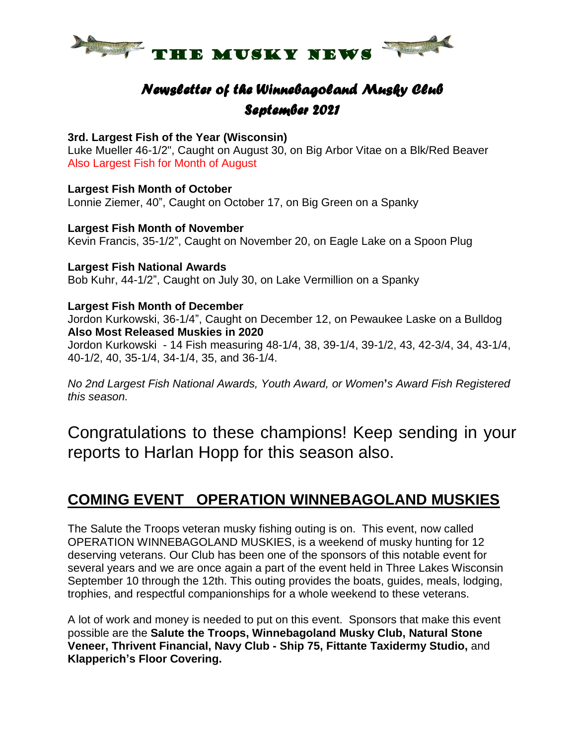# THE MUSKY NEWS

## *Newsletter of the Winnebagoland Musky Club*
## *September 2021*

**3rd. Largest Fish of the Year (Wisconsin)**
Luke Mueller 46-1/2", Caught on August 30, on Big Arbor Vitae on a Blk/Red Beaver
Also Largest Fish for Month of August

**Largest Fish Month of October**
Lonnie Ziemer, 40", Caught on October 17, on Big Green on a Spanky

**Largest Fish Month of November**
Kevin Francis, 35-1/2", Caught on November 20, on Eagle Lake on a Spoon Plug

**Largest Fish National Awards**
Bob Kuhr, 44-1/2", Caught on July 30, on Lake Vermillion on a Spanky

**Largest Fish Month of December**
Jordon Kurkowski, 36-1/4", Caught on December 12, on Pewaukee Laske on a Bulldog
**Also Most Released Muskies in 2020**
Jordon Kurkowski - 14 Fish measuring 48-1/4, 38, 39-1/4, 39-1/2, 43, 42-3/4, 34, 43-1/4, 40-1/2, 40, 35-1/4, 34-1/4, 35, and 36-1/4.

*No 2nd Largest Fish National Awards, Youth Award, or Women's Award Fish Registered this season.*

Congratulations to these champions! Keep sending in your reports to Harlan Hopp for this season also.

## COMING EVENT OPERATION WINNEBAGOLAND MUSKIES

The Salute the Troops veteran musky fishing outing is on. This event, now called OPERATION WINNEBAGOLAND MUSKIES, is a weekend of musky hunting for 12 deserving veterans. Our Club has been one of the sponsors of this notable event for several years and we are once again a part of the event held in Three Lakes Wisconsin September 10 through the 12th. This outing provides the boats, guides, meals, lodging, trophies, and respectful companionships for a whole weekend to these veterans.

A lot of work and money is needed to put on this event. Sponsors that make this event possible are the **Salute the Troops, Winnebagoland Musky Club, Natural Stone Veneer, Thrivent Financial, Navy Club - Ship 75, Fittante Taxidermy Studio,** and **Klapperich's Floor Covering.**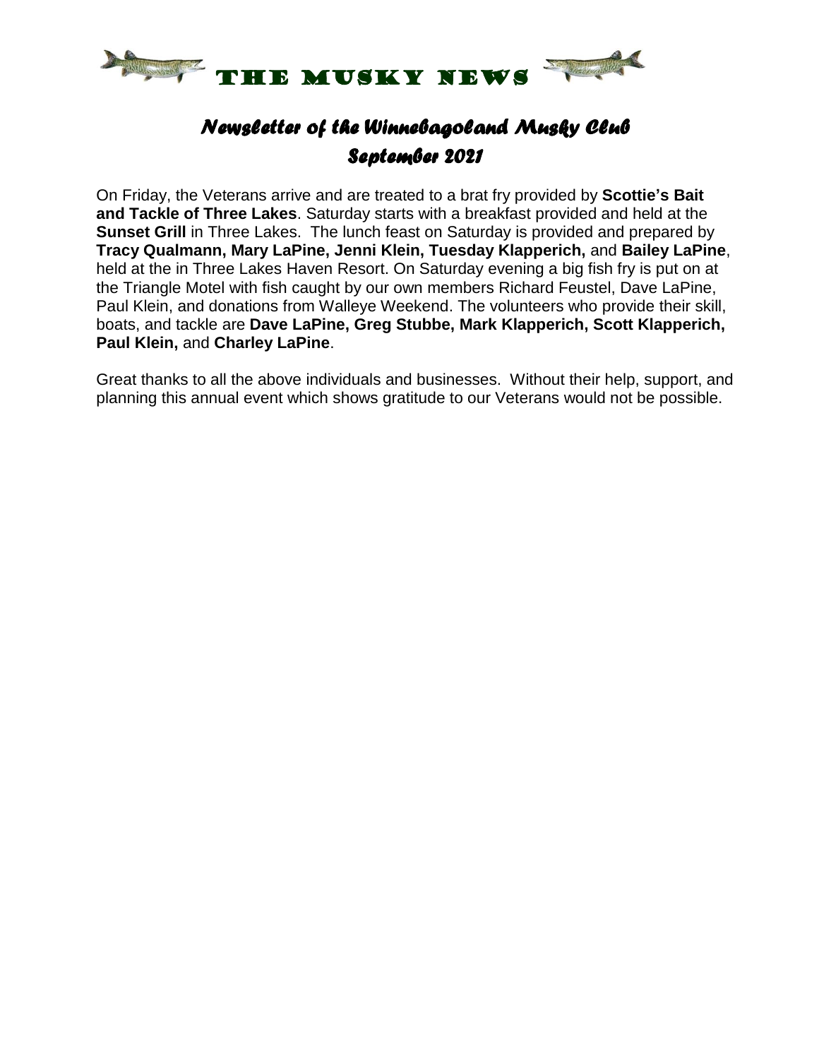# THE MUSKY NEWS

## *Newsletter of the Winnebagoland Musky Club*
## *September 2021*

On Friday, the Veterans arrive and are treated to a brat fry provided by **Scottie's Bait and Tackle of Three Lakes**. Saturday starts with a breakfast provided and held at the **Sunset Grill** in Three Lakes. The lunch feast on Saturday is provided and prepared by **Tracy Qualmann, Mary LaPine, Jenni Klein, Tuesday Klapperich,** and **Bailey LaPine**, held at the in Three Lakes Haven Resort. On Saturday evening a big fish fry is put on at the Triangle Motel with fish caught by our own members Richard Feustel, Dave LaPine, Paul Klein, and donations from Walleye Weekend. The volunteers who provide their skill, boats, and tackle are **Dave LaPine, Greg Stubbe, Mark Klapperich, Scott Klapperich, Paul Klein,** and **Charley LaPine**.

Great thanks to all the above individuals and businesses. Without their help, support, and planning this annual event which shows gratitude to our Veterans would not be possible.